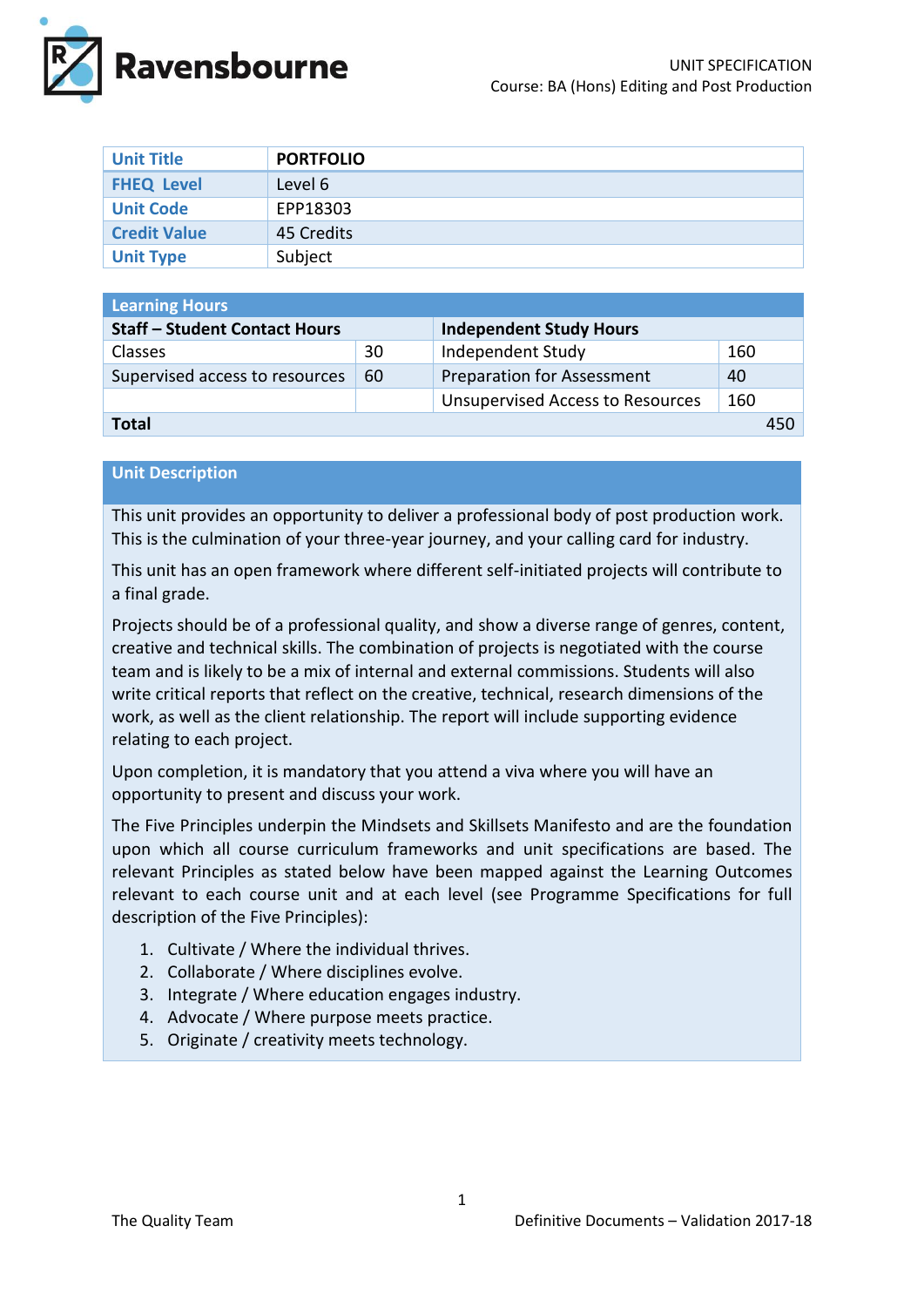UNIT SPECIFICATION
Course: BA (Hons) Editing and Post Production

| Unit Title | PORTFOLIO |
|---|---|
| FHEQ Level | Level 6 |
| Unit Code | EPP18303 |
| Credit Value | 45 Credits |
| Unit Type | Subject |

| Learning Hours | | | |
|---|---|---|---|
| **Staff – Student Contact Hours** | | **Independent Study Hours** | |
| Classes | 30 | Independent Study | 160 |
| Supervised access to resources | 60 | Preparation for Assessment | 40 |
| | | Unsupervised Access to Resources | 160 |
| **Total** | | | 450 |

## Unit Description

This unit provides an opportunity to deliver a professional body of post production work. This is the culmination of your three-year journey, and your calling card for industry.

This unit has an open framework where different self-initiated projects will contribute to a final grade.

Projects should be of a professional quality, and show a diverse range of genres, content, creative and technical skills. The combination of projects is negotiated with the course team and is likely to be a mix of internal and external commissions. Students will also write critical reports that reflect on the creative, technical, research dimensions of the work, as well as the client relationship. The report will include supporting evidence relating to each project.

Upon completion, it is mandatory that you attend a viva where you will have an opportunity to present and discuss your work.

The Five Principles underpin the Mindsets and Skillsets Manifesto and are the foundation upon which all course curriculum frameworks and unit specifications are based. The relevant Principles as stated below have been mapped against the Learning Outcomes relevant to each course unit and at each level (see Programme Specifications for full description of the Five Principles):

1. Cultivate / Where the individual thrives.
2. Collaborate / Where disciplines evolve.
3. Integrate / Where education engages industry.
4. Advocate / Where purpose meets practice.
5. Originate / creativity meets technology.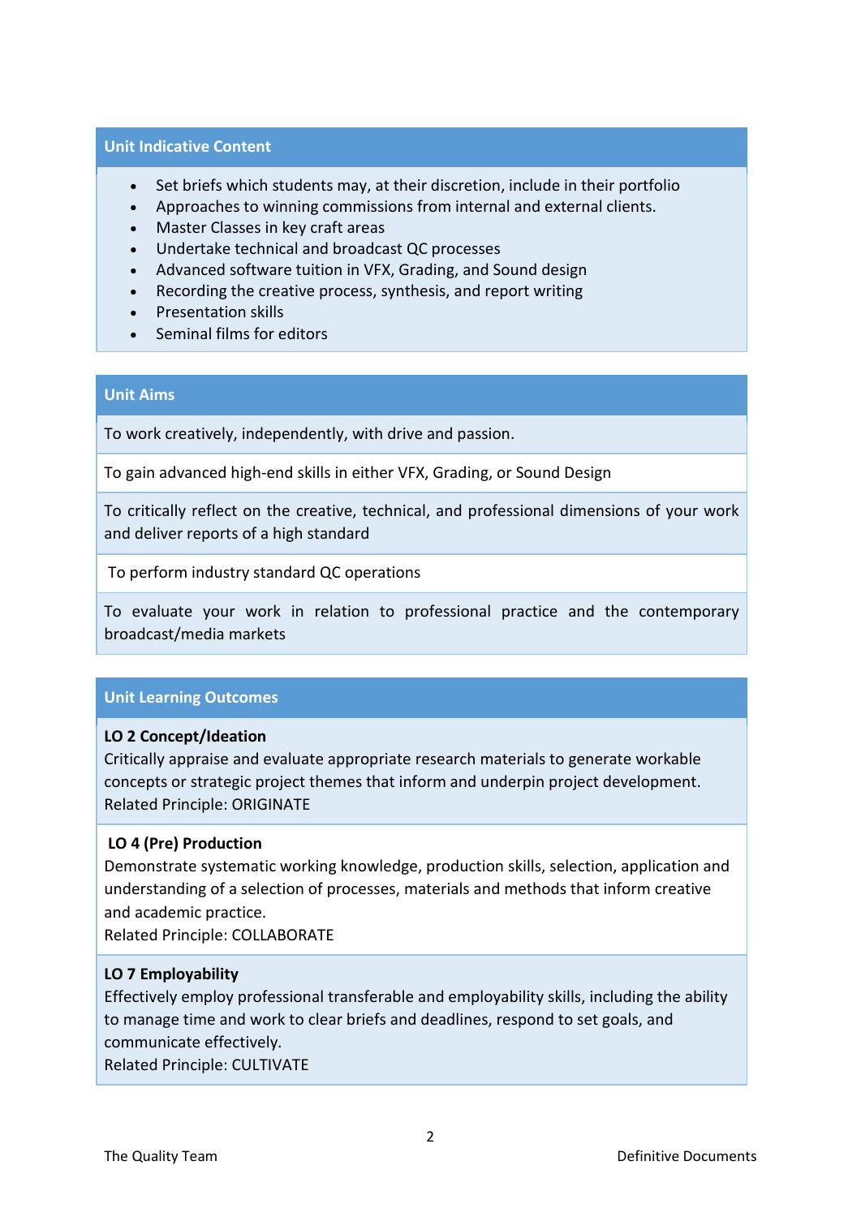## Unit Indicative Content

- Set briefs which students may, at their discretion, include in their portfolio
- Approaches to winning commissions from internal and external clients.
- Master Classes in key craft areas
- Undertake technical and broadcast QC processes
- Advanced software tuition in VFX, Grading, and Sound design
- Recording the creative process, synthesis, and report writing
- Presentation skills
- Seminal films for editors

## Unit Aims

To work creatively, independently, with drive and passion.

To gain advanced high-end skills in either VFX, Grading, or Sound Design

To critically reflect on the creative, technical, and professional dimensions of your work and deliver reports of a high standard

To perform industry standard QC operations

To evaluate your work in relation to professional practice and the contemporary broadcast/media markets

## Unit Learning Outcomes

**LO 2 Concept/Ideation**
Critically appraise and evaluate appropriate research materials to generate workable concepts or strategic project themes that inform and underpin project development.
Related Principle: ORIGINATE

**LO 4 (Pre) Production**
Demonstrate systematic working knowledge, production skills, selection, application and understanding of a selection of processes, materials and methods that inform creative and academic practice.
Related Principle: COLLABORATE

**LO 7 Employability**
Effectively employ professional transferable and employability skills, including the ability to manage time and work to clear briefs and deadlines, respond to set goals, and communicate effectively.
Related Principle: CULTIVATE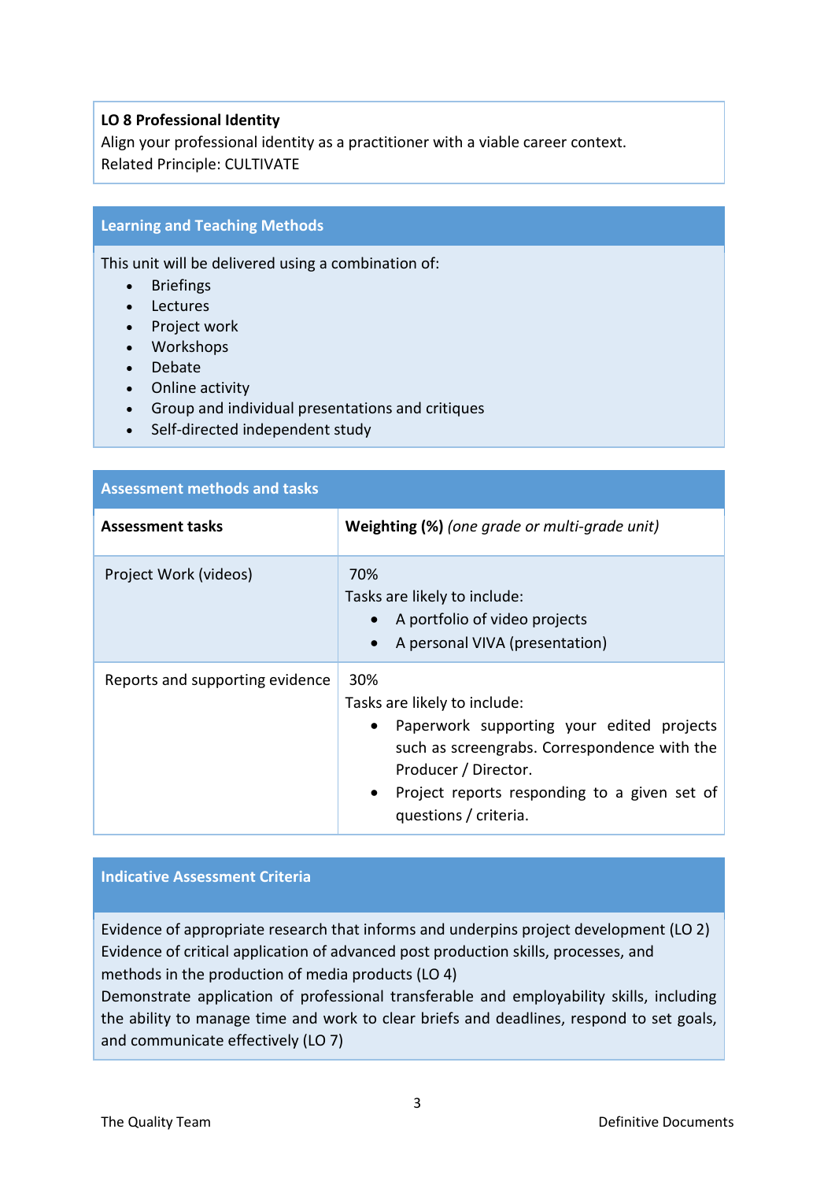**LO 8 Professional Identity**
Align your professional identity as a practitioner with a viable career context.
Related Principle: CULTIVATE

## Learning and Teaching Methods

This unit will be delivered using a combination of:

- Briefings
- Lectures
- Project work
- Workshops
- Debate
- Online activity
- Group and individual presentations and critiques
- Self-directed independent study

## Assessment methods and tasks

| **Assessment tasks** | **Weighting (%)** *(one grade or multi-grade unit)* |
| --- | --- |
| Project Work (videos) | 70%<br>Tasks are likely to include:<br>• A portfolio of video projects<br>• A personal VIVA (presentation) |
| Reports and supporting evidence | 30%<br>Tasks are likely to include:<br>• Paperwork supporting your edited projects such as screengrabs. Correspondence with the Producer / Director.<br>• Project reports responding to a given set of questions / criteria. |

## Indicative Assessment Criteria

Evidence of appropriate research that informs and underpins project development (LO 2)
Evidence of critical application of advanced post production skills, processes, and methods in the production of media products (LO 4)
Demonstrate application of professional transferable and employability skills, including the ability to manage time and work to clear briefs and deadlines, respond to set goals, and communicate effectively (LO 7)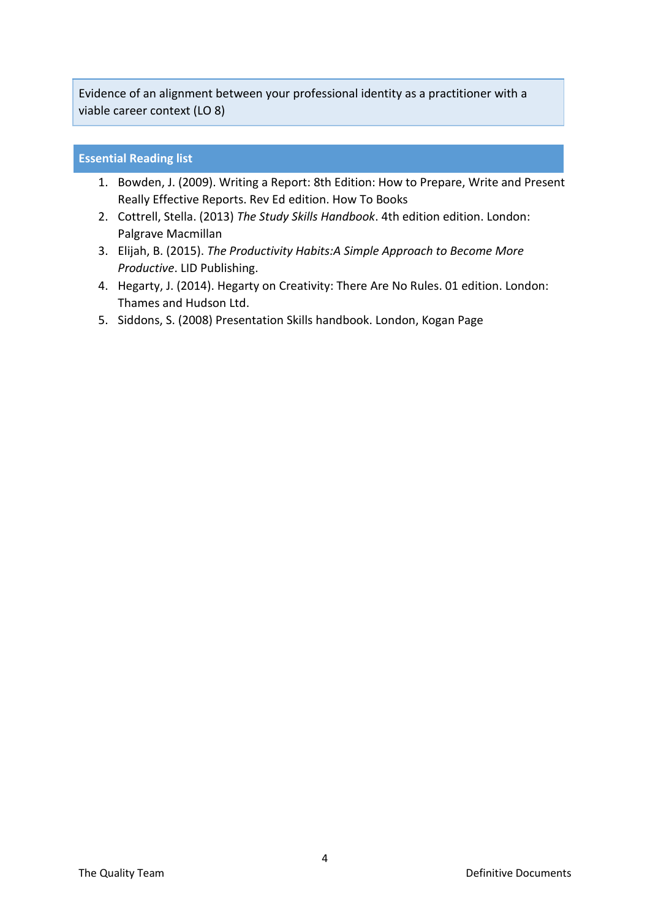Evidence of an alignment between your professional identity as a practitioner with a viable career context (LO 8)

## Essential Reading list

1. Bowden, J. (2009). Writing a Report: 8th Edition: How to Prepare, Write and Present Really Effective Reports. Rev Ed edition. How To Books
2. Cottrell, Stella. (2013) *The Study Skills Handbook*. 4th edition edition. London: Palgrave Macmillan
3. Elijah, B. (2015). *The Productivity Habits:A Simple Approach to Become More Productive*. LID Publishing.
4. Hegarty, J. (2014). Hegarty on Creativity: There Are No Rules. 01 edition. London: Thames and Hudson Ltd.
5. Siddons, S. (2008) Presentation Skills handbook. London, Kogan Page